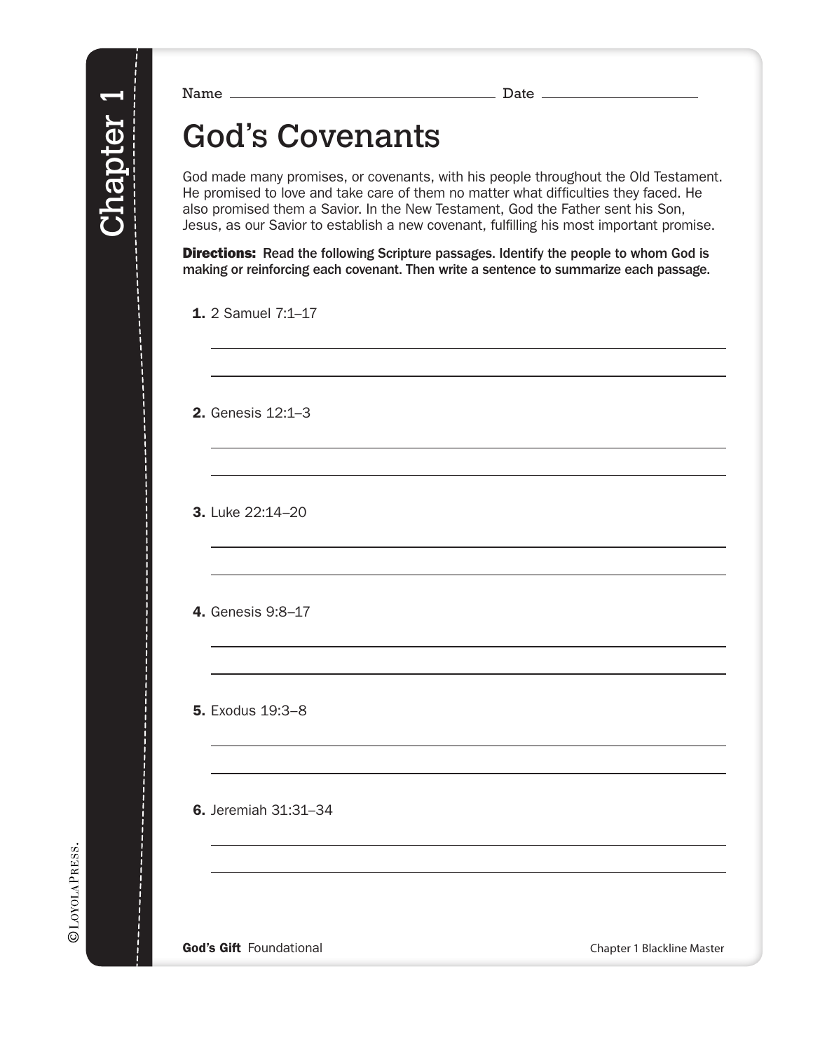Name _______________________________ Date ____________________

# God's Covenants

God made many promises, or covenants, with his people throughout the Old Testament. He promised to love and take care of them no matter what difficulties they faced. He also promised them a Savior. In the New Testament, God the Father sent his Son, Jesus, as our Savior to establish a new covenant, fulfilling his most important promise.

**Directions: Read the following Scripture passages. Identify the people to whom God is making or reinforcing each covenant. Then write a sentence to summarize each passage.**

**1.** 2 Samuel 7:1–17

_______________________________________________

_______________________________________________

**2.** Genesis 12:1–3

_______________________________________________

_______________________________________________

**3.** Luke 22:14–20

_______________________________________________

_______________________________________________

**4.** Genesis 9:8–17

_______________________________________________

_______________________________________________

**5.** Exodus 19:3–8

_______________________________________________

_______________________________________________

**6.** Jeremiah 31:31–34

_______________________________________________

_______________________________________________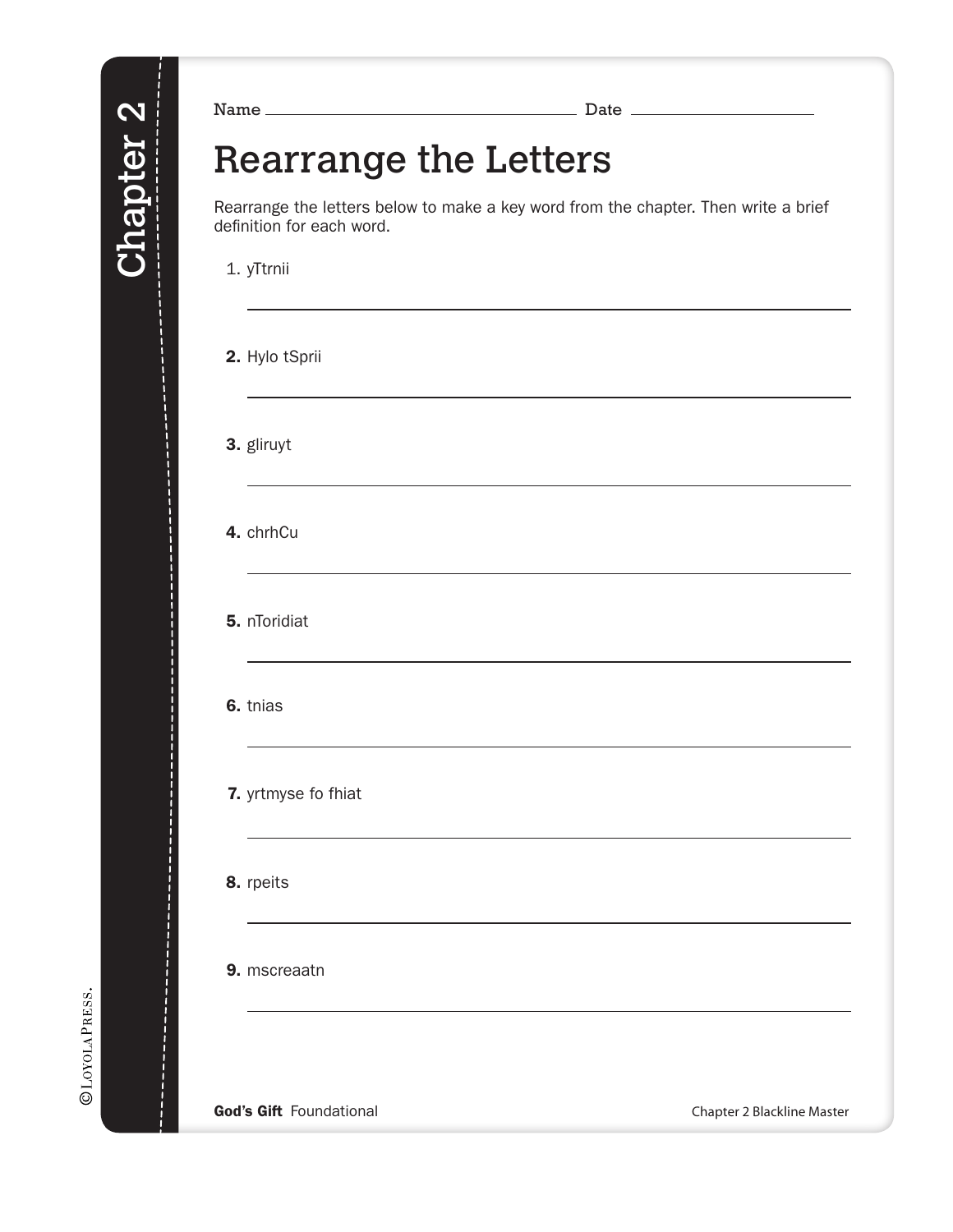Chapter 2

Name ______________________________ Date ____________________

# Rearrange the Letters

Rearrange the letters below to make a key word from the chapter. Then write a brief definition for each word.

1. yTtrnii

_______________________________________________

**2.** Hylo tSprii

_______________________________________________

**3.** gliruyt

_______________________________________________

**4.** chrhCu

_______________________________________________

**5.** nToridiat

_______________________________________________

**6.** tnias

_______________________________________________

**7.** yrtmyse fo fhiat

_______________________________________________

**8.** rpeits

_______________________________________________

**9.** mscreaatn

_______________________________________________

©LOYOLAPRESS.

**God's Gift** Foundational — Chapter 2 Blackline Master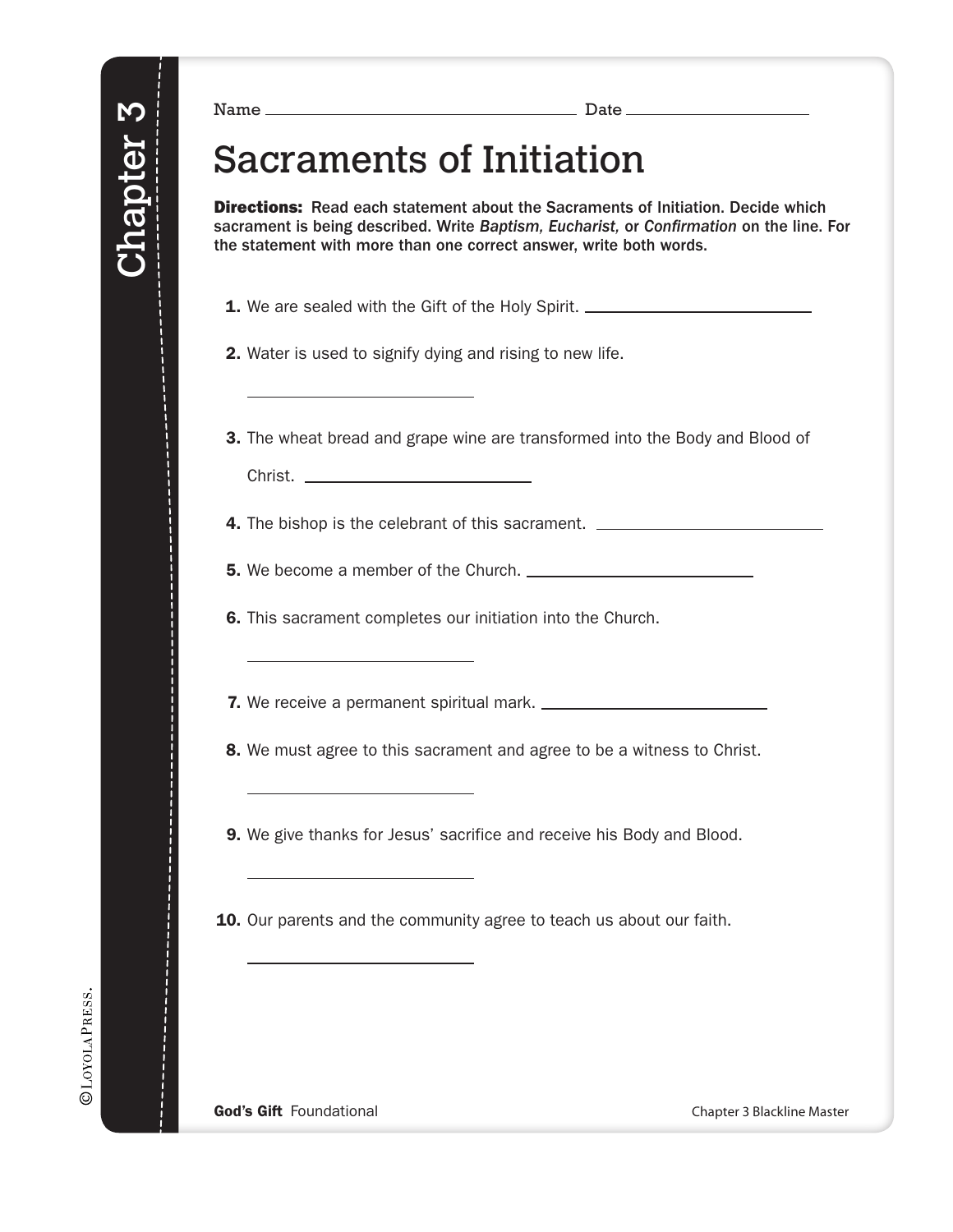Name ______________________________ Date ____________________

# Sacraments of Initiation

**Directions:** Read each statement about the Sacraments of Initiation. Decide which sacrament is being described. Write *Baptism, Eucharist,* or *Confirmation* on the line. For the statement with more than one correct answer, write both words.

**1.** We are sealed with the Gift of the Holy Spirit. ______________________

**2.** Water is used to signify dying and rising to new life.

______________________

**3.** The wheat bread and grape wine are transformed into the Body and Blood of Christ. ______________________

**4.** The bishop is the celebrant of this sacrament. ______________________

**5.** We become a member of the Church. ______________________

**6.** This sacrament completes our initiation into the Church.

______________________

**7.** We receive a permanent spiritual mark. ______________________

**8.** We must agree to this sacrament and agree to be a witness to Christ.

______________________

**9.** We give thanks for Jesus' sacrifice and receive his Body and Blood.

______________________

**10.** Our parents and the community agree to teach us about our faith.

______________________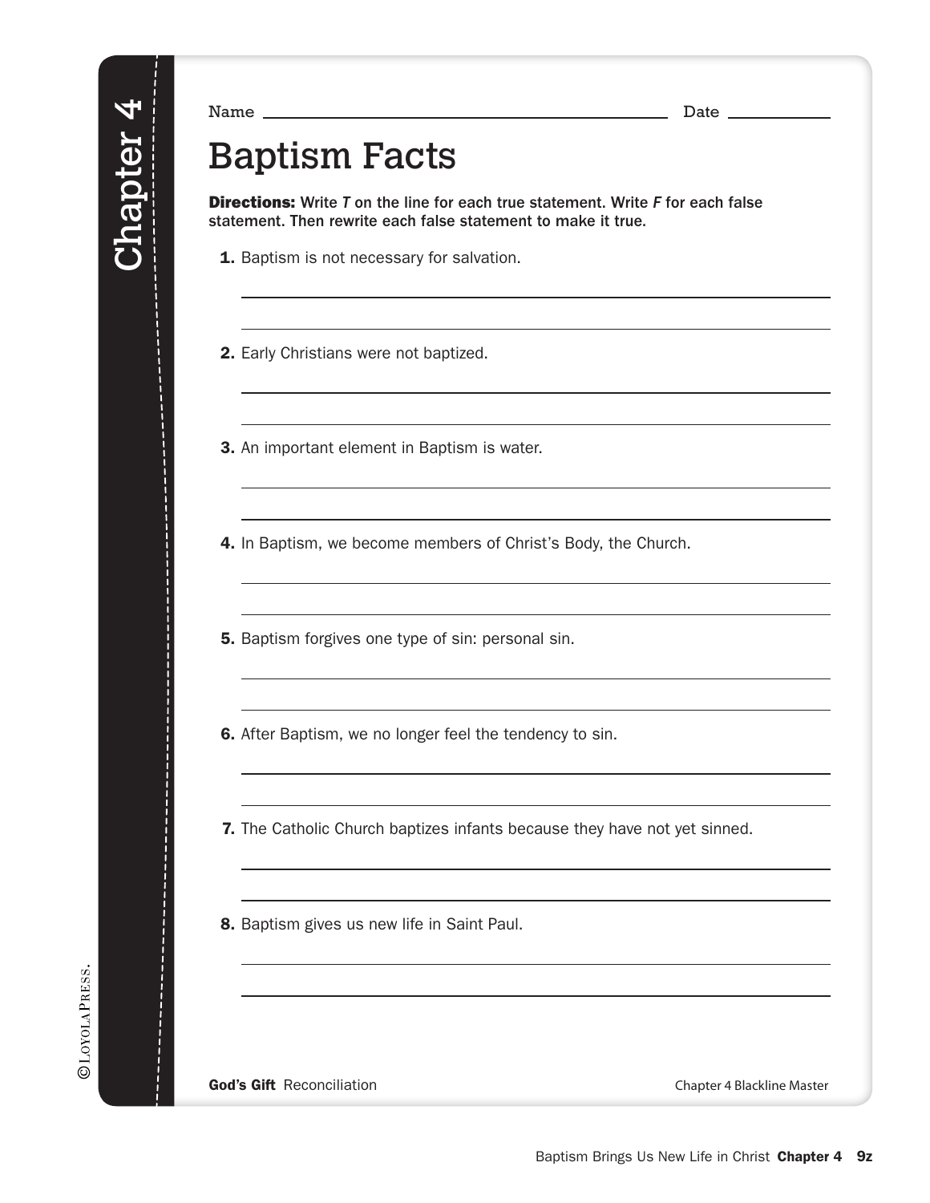Chapter 4

Name ______________________________ Date __________

# Baptism Facts

**Directions:** Write *T* on the line for each true statement. Write *F* for each false statement. Then rewrite each false statement to make it true.

**1.** Baptism is not necessary for salvation.

_______________________________________________

_______________________________________________

**2.** Early Christians were not baptized.

_______________________________________________

_______________________________________________

**3.** An important element in Baptism is water.

_______________________________________________

_______________________________________________

**4.** In Baptism, we become members of Christ's Body, the Church.

_______________________________________________

_______________________________________________

**5.** Baptism forgives one type of sin: personal sin.

_______________________________________________

_______________________________________________

**6.** After Baptism, we no longer feel the tendency to sin.

_______________________________________________

_______________________________________________

**7.** The Catholic Church baptizes infants because they have not yet sinned.

_______________________________________________

_______________________________________________

**8.** Baptism gives us new life in Saint Paul.

_______________________________________________

_______________________________________________

© LOYOLA PRESS.

**God's Gift** Reconciliation

Chapter 4 Blackline Master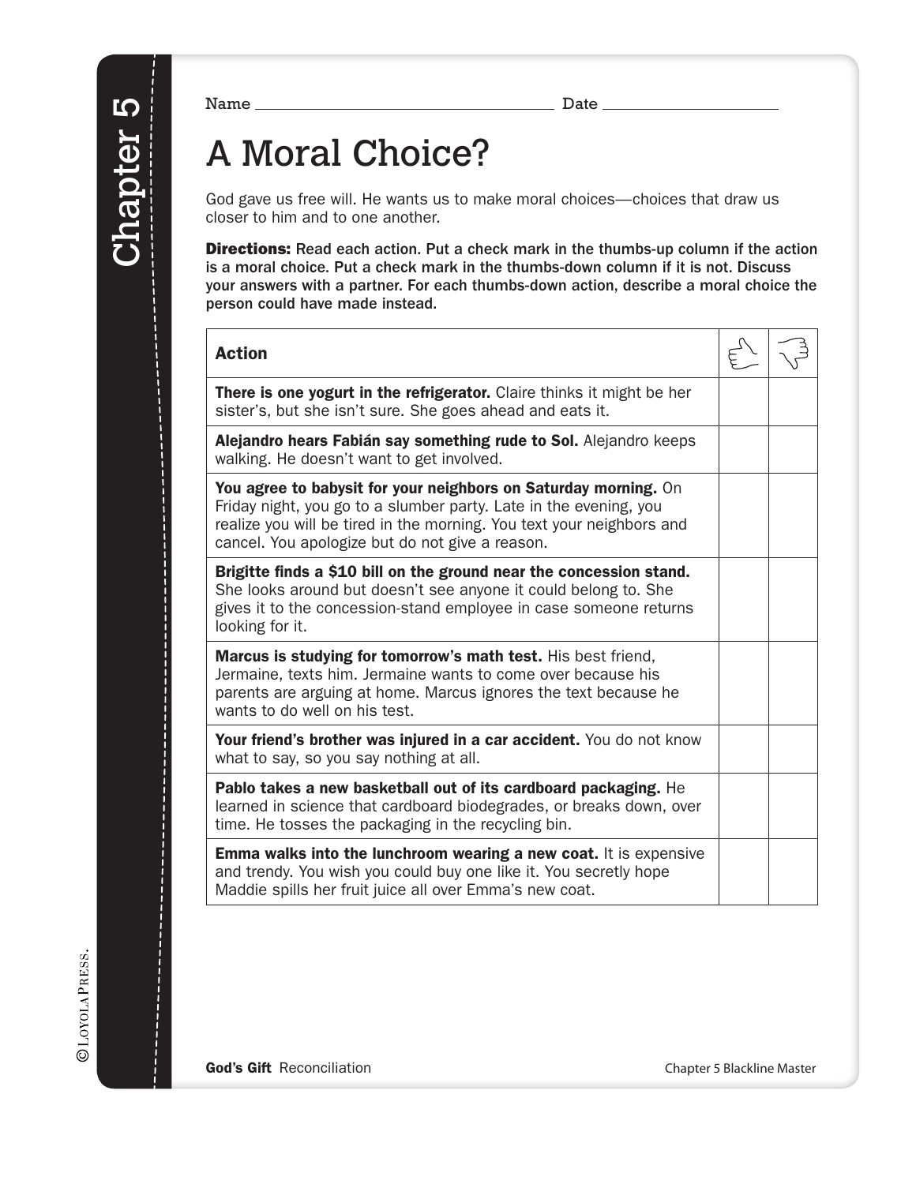Name ______________________ Date ______________

# A Moral Choice?

God gave us free will. He wants us to make moral choices—choices that draw us closer to him and to one another.

**Directions:** **Read each action. Put a check mark in the thumbs-up column if the action is a moral choice. Put a check mark in the thumbs-down column if it is not. Discuss your answers with a partner. For each thumbs-down action, describe a moral choice the person could have made instead.**

| Action | 👍 | 👎 |
|---|---|---|
| **There is one yogurt in the refrigerator.** Claire thinks it might be her sister's, but she isn't sure. She goes ahead and eats it. | | |
| **Alejandro hears Fabián say something rude to Sol.** Alejandro keeps walking. He doesn't want to get involved. | | |
| **You agree to babysit for your neighbors on Saturday morning.** On Friday night, you go to a slumber party. Late in the evening, you realize you will be tired in the morning. You text your neighbors and cancel. You apologize but do not give a reason. | | |
| **Brigitte finds a $10 bill on the ground near the concession stand.** She looks around but doesn't see anyone it could belong to. She gives it to the concession-stand employee in case someone returns looking for it. | | |
| **Marcus is studying for tomorrow's math test.** His best friend, Jermaine, texts him. Jermaine wants to come over because his parents are arguing at home. Marcus ignores the text because he wants to do well on his test. | | |
| **Your friend's brother was injured in a car accident.** You do not know what to say, so you say nothing at all. | | |
| **Pablo takes a new basketball out of its cardboard packaging.** He learned in science that cardboard biodegrades, or breaks down, over time. He tosses the packaging in the recycling bin. | | |
| **Emma walks into the lunchroom wearing a new coat.** It is expensive and trendy. You wish you could buy one like it. You secretly hope Maddie spills her fruit juice all over Emma's new coat. | | |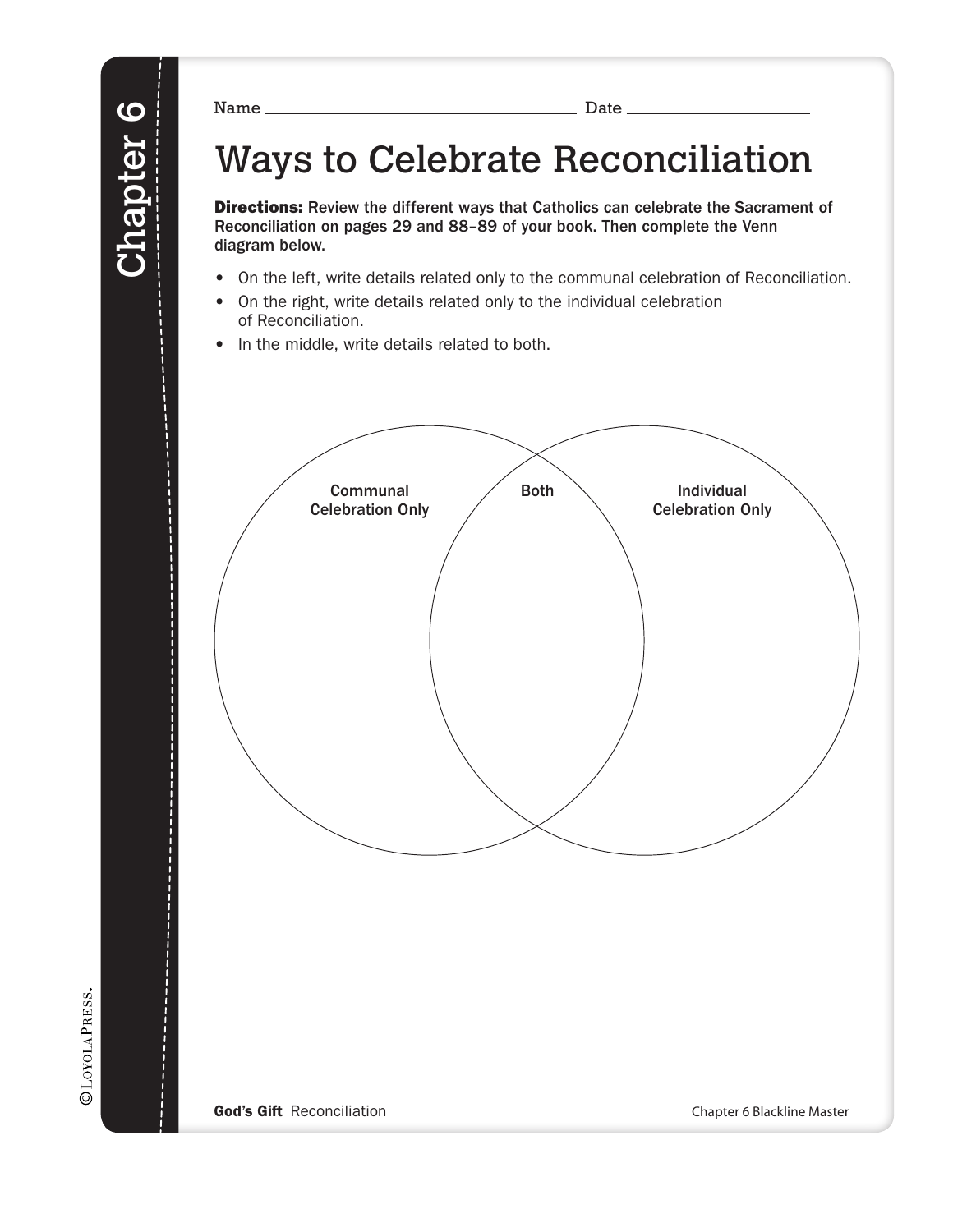Name ______________________________ Date ____________________

# Ways to Celebrate Reconciliation

**Directions:** Review the different ways that Catholics can celebrate the Sacrament of Reconciliation on pages 29 and 88–89 of your book. Then complete the Venn diagram below.

- On the left, write details related only to the communal celebration of Reconciliation.
- On the right, write details related only to the individual celebration of Reconciliation.
- In the middle, write details related to both.

Communal Celebration Only

Both

Individual Celebration Only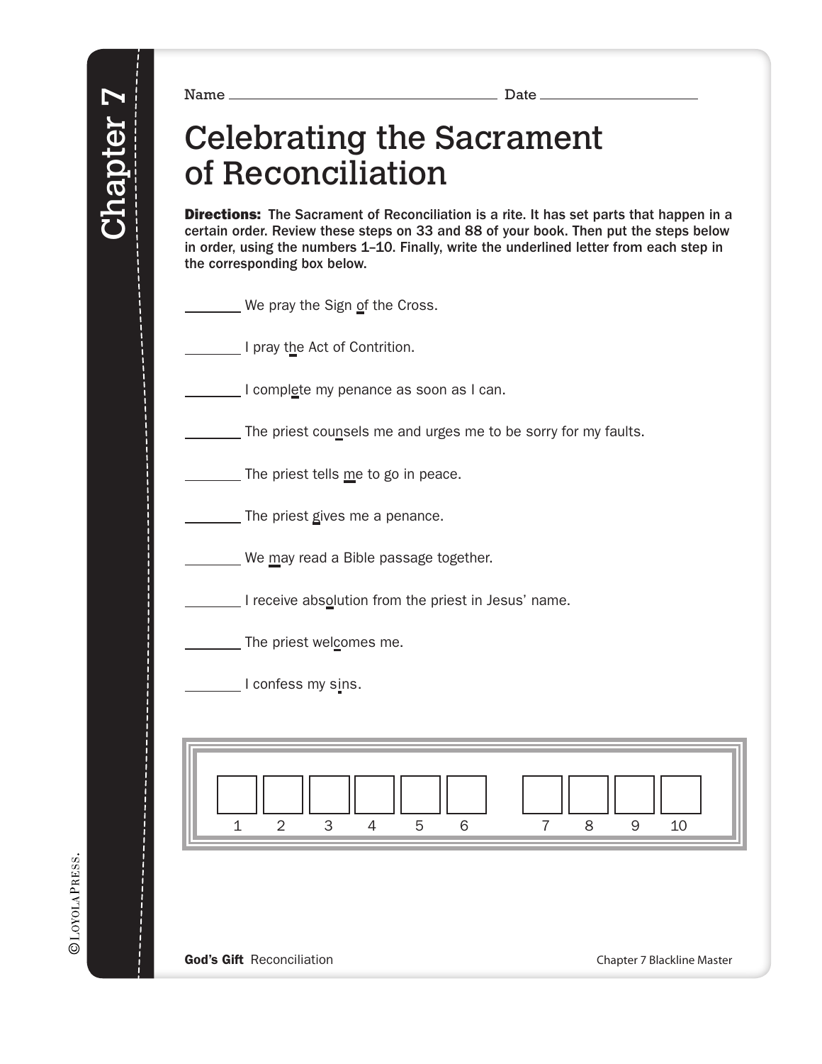Name ________________________________ Date ____________________

# Celebrating the Sacrament of Reconciliation

**Directions:** The Sacrament of Reconciliation is a rite. It has set parts that happen in a certain order. Review these steps on 33 and 88 of your book. Then put the steps below in order, using the numbers 1–10. Finally, write the underlined letter from each step in the corresponding box below.

_______ We pray the Sign of the Cross.

_______ I pray the Act of Contrition.

_______ I complete my penance as soon as I can.

_______ The priest counsels me and urges me to be sorry for my faults.

_______ The priest tells me to go in peace.

_______ The priest gives me a penance.

_______ We may read a Bible passage together.

_______ I receive absolution from the priest in Jesus' name.

_______ The priest welcomes me.

_______ I confess my sins.

| 1 | 2 | 3 | 4 | 5 | 6 | | 7 | 8 | 9 | 10 |
|---|---|---|---|---|---|---|---|---|---|---|
| | | | | | | | | | | |

**God's Gift** Reconciliation

Chapter 7 Blackline Master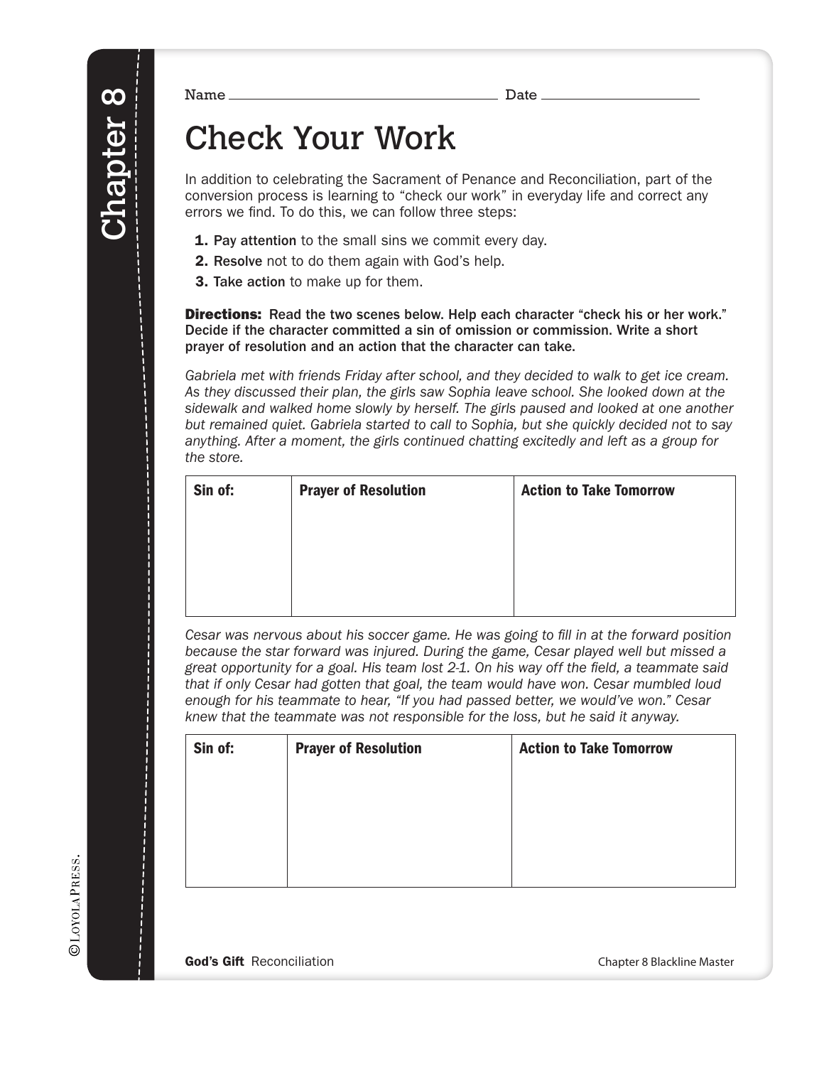Name ______________________ Date ____________

# Check Your Work

In addition to celebrating the Sacrament of Penance and Reconciliation, part of the conversion process is learning to "check our work" in everyday life and correct any errors we find. To do this, we can follow three steps:

1. Pay attention to the small sins we commit every day.
2. Resolve not to do them again with God's help.
3. Take action to make up for them.

**Directions:** Read the two scenes below. Help each character "check his or her work." Decide if the character committed a sin of omission or commission. Write a short prayer of resolution and an action that the character can take.

*Gabriela met with friends Friday after school, and they decided to walk to get ice cream. As they discussed their plan, the girls saw Sophia leave school. She looked down at the sidewalk and walked home slowly by herself. The girls paused and looked at one another but remained quiet. Gabriela started to call to Sophia, but she quickly decided not to say anything. After a moment, the girls continued chatting excitedly and left as a group for the store.*

| Sin of: | Prayer of Resolution | Action to Take Tomorrow |
|---|---|---|
| | | |

*Cesar was nervous about his soccer game. He was going to fill in at the forward position because the star forward was injured. During the game, Cesar played well but missed a great opportunity for a goal. His team lost 2-1. On his way off the field, a teammate said that if only Cesar had gotten that goal, the team would have won. Cesar mumbled loud enough for his teammate to hear, "If you had passed better, we would've won." Cesar knew that the teammate was not responsible for the loss, but he said it anyway.*

| Sin of: | Prayer of Resolution | Action to Take Tomorrow |
|---|---|---|
| | | |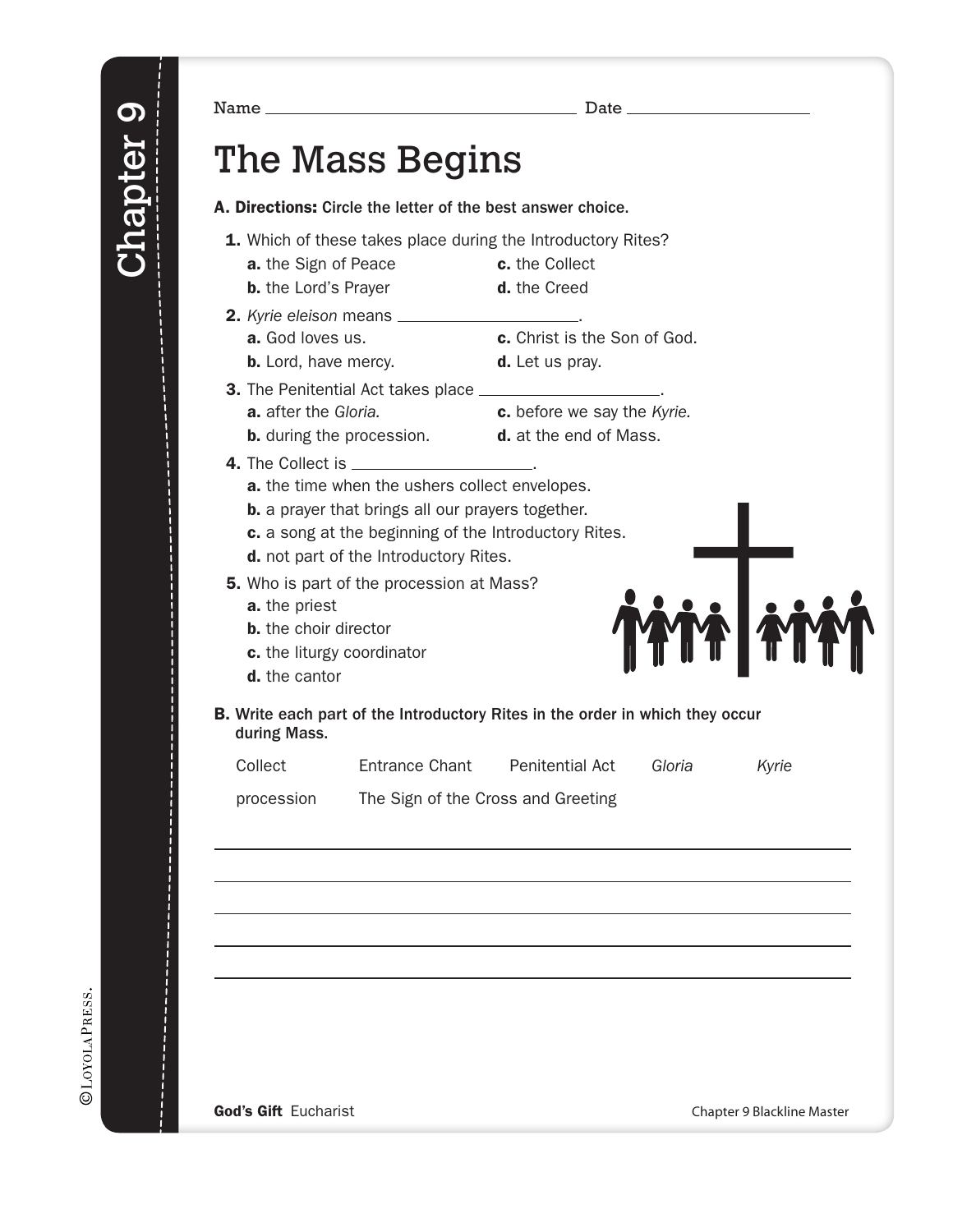Name ______________________ Date ______________

# The Mass Begins

**A. Directions:** Circle the letter of the best answer choice.

**1.** Which of these takes place during the Introductory Rites?
- **a.** the Sign of Peace
- **b.** the Lord's Prayer
- **c.** the Collect
- **d.** the Creed

**2.** *Kyrie eleison* means ______________.
- **a.** God loves us.
- **b.** Lord, have mercy.
- **c.** Christ is the Son of God.
- **d.** Let us pray.

**3.** The Penitential Act takes place ______________.
- **a.** after the *Gloria.*
- **b.** during the procession.
- **c.** before we say the *Kyrie.*
- **d.** at the end of Mass.

**4.** The Collect is ______________.
- **a.** the time when the ushers collect envelopes.
- **b.** a prayer that brings all our prayers together.
- **c.** a song at the beginning of the Introductory Rites.
- **d.** not part of the Introductory Rites.

**5.** Who is part of the procession at Mass?
- **a.** the priest
- **b.** the choir director
- **c.** the liturgy coordinator
- **d.** the cantor

**B.** Write each part of the Introductory Rites in the order in which they occur during Mass.

Collect Entrance Chant Penitential Act *Gloria* *Kyrie*

procession The Sign of the Cross and Greeting

______________________________________________

______________________________________________

______________________________________________

______________________________________________

______________________________________________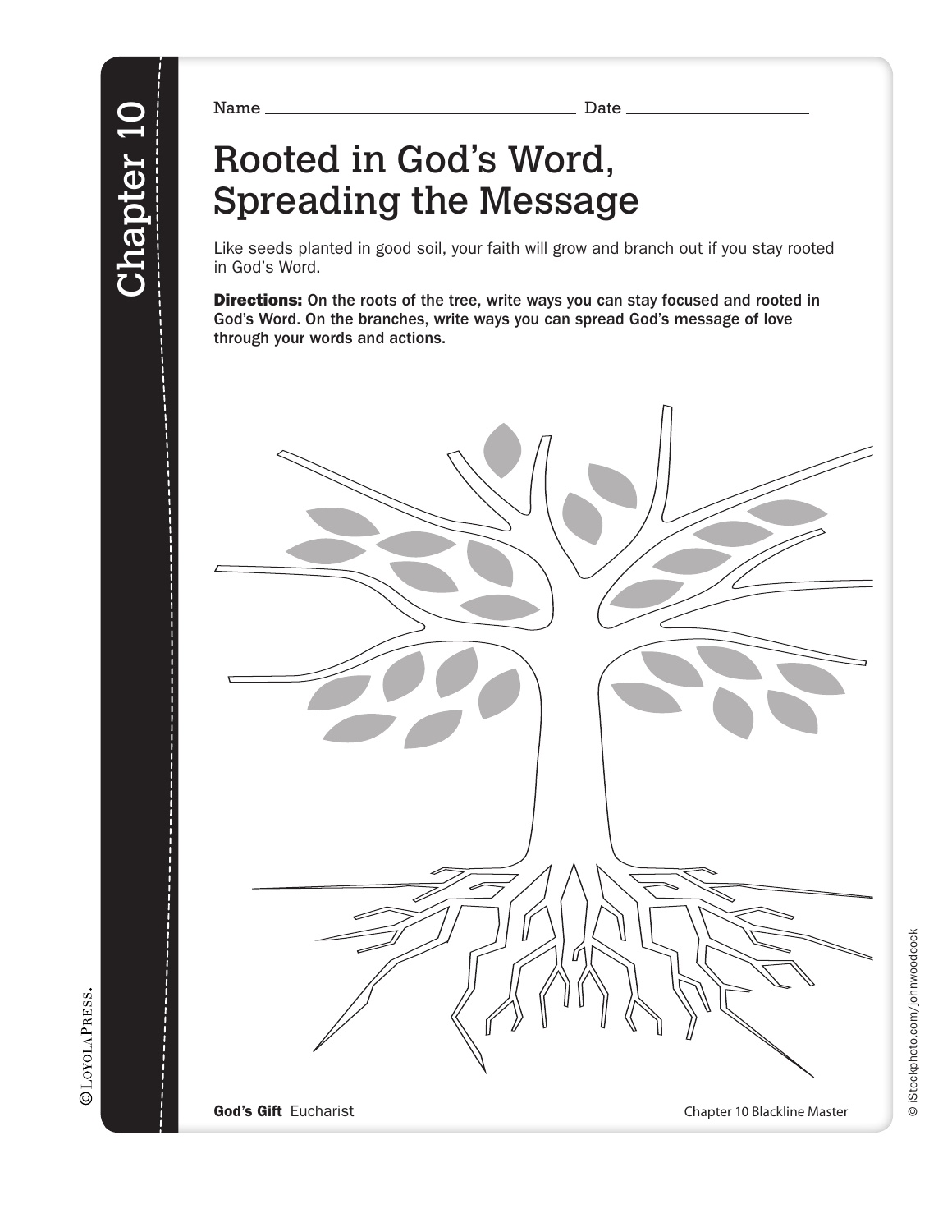Chapter 10

Name ______________________________ Date ____________________

# Rooted in God's Word, Spreading the Message

Like seeds planted in good soil, your faith will grow and branch out if you stay rooted in God's Word.

**Directions:** On the roots of the tree, write ways you can stay focused and rooted in God's Word. On the branches, write ways you can spread God's message of love through your words and actions.

**God's Gift** Eucharist

Chapter 10 Blackline Master

© LOYOLA PRESS.

© iStockphoto.com/johnwoodcock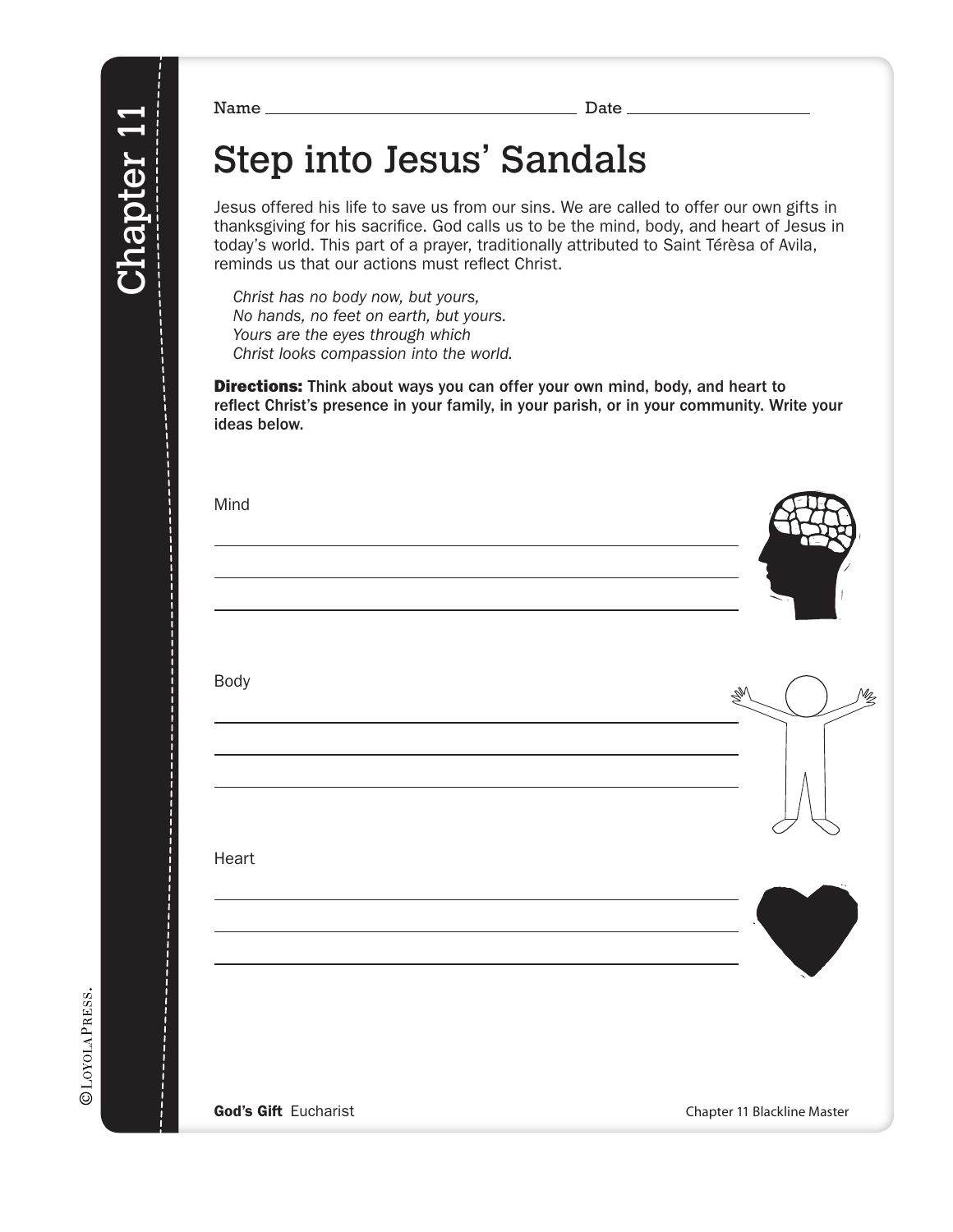Name ______________________ Date ______________

# Step into Jesus' Sandals

Jesus offered his life to save us from our sins. We are called to offer our own gifts in thanksgiving for his sacrifice. God calls us to be the mind, body, and heart of Jesus in today's world. This part of a prayer, traditionally attributed to Saint Térèsa of Avila, reminds us that our actions must reflect Christ.

*Christ has no body now, but yours,*
*No hands, no feet on earth, but yours.*
*Yours are the eyes through which*
*Christ looks compassion into the world.*

**Directions: Think about ways you can offer your own mind, body, and heart to reflect Christ's presence in your family, in your parish, or in your community. Write your ideas below.**

Mind

______________________________________________

______________________________________________

______________________________________________

Body

______________________________________________

______________________________________________

______________________________________________

Heart

______________________________________________

______________________________________________

______________________________________________

**God's Gift** Eucharist — Chapter 11 Blackline Master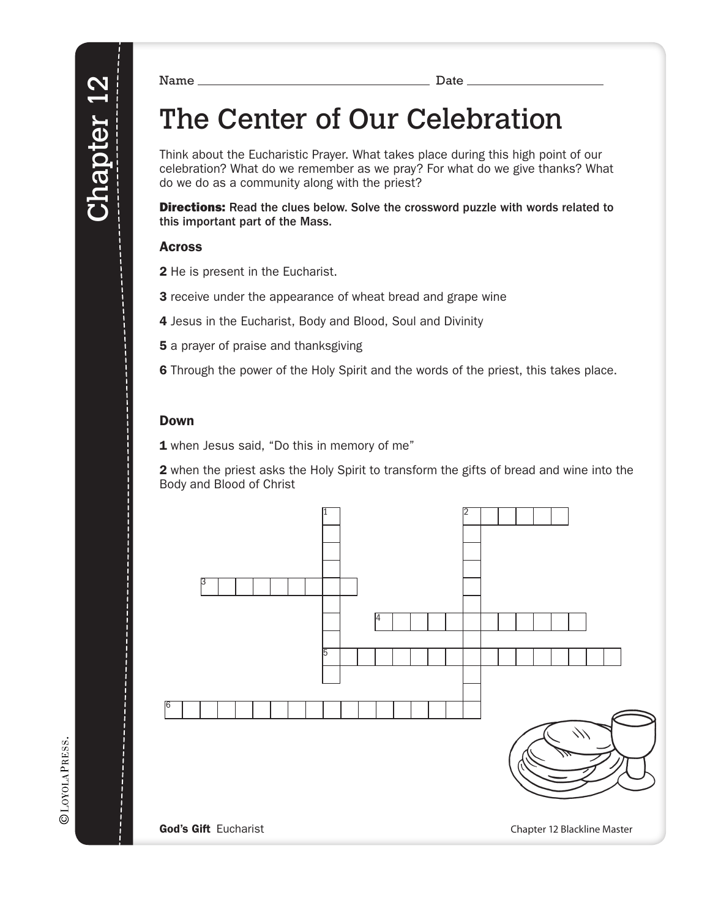Name ____________________ Date ____________

# The Center of Our Celebration

Think about the Eucharistic Prayer. What takes place during this high point of our celebration? What do we remember as we pray? For what do we give thanks? What do we do as a community along with the priest?

**Directions:** **Read the clues below. Solve the crossword puzzle with words related to this important part of the Mass.**

### Across

**2** He is present in the Eucharist.

**3** receive under the appearance of wheat bread and grape wine

**4** Jesus in the Eucharist, Body and Blood, Soul and Divinity

**5** a prayer of praise and thanksgiving

**6** Through the power of the Holy Spirit and the words of the priest, this takes place.

### Down

**1** when Jesus said, "Do this in memory of me"

**2** when the priest asks the Holy Spirit to transform the gifts of bread and wine into the Body and Blood of Christ

**God's Gift** Eucharist

Chapter 12 Blackline Master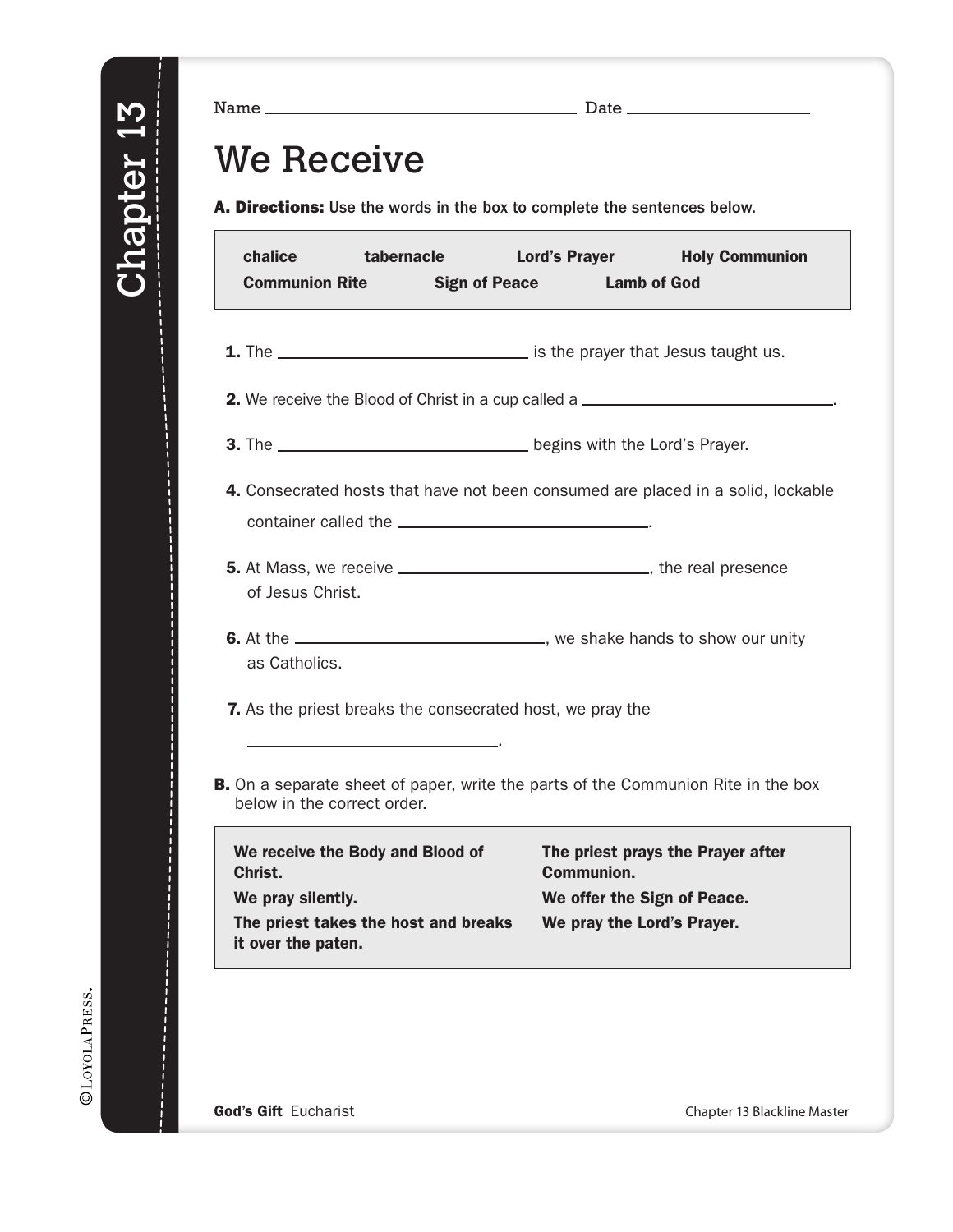Chapter 13

Name ______________________ Date ______________

# We Receive

**A. Directions:** Use the words in the box to complete the sentences below.

| | | | |
|---|---|---|---|
| **chalice** | **tabernacle** | **Lord's Prayer** | **Holy Communion** |
| **Communion Rite** | **Sign of Peace** | **Lamb of God** | |

**1.** The ______________________ is the prayer that Jesus taught us.

**2.** We receive the Blood of Christ in a cup called a ______________________.

**3.** The ______________________ begins with the Lord's Prayer.

**4.** Consecrated hosts that have not been consumed are placed in a solid, lockable container called the ______________________.

**5.** At Mass, we receive ______________________, the real presence of Jesus Christ.

**6.** At the ______________________, we shake hands to show our unity as Catholics.

**7.** As the priest breaks the consecrated host, we pray the ______________________.

**B.** On a separate sheet of paper, write the parts of the Communion Rite in the box below in the correct order.

| | |
|---|---|
| **We receive the Body and Blood of Christ.** | **The priest prays the Prayer after Communion.** |
| **We pray silently.** | **We offer the Sign of Peace.** |
| **The priest takes the host and breaks it over the paten.** | **We pray the Lord's Prayer.** |

**God's Gift** Eucharist

Chapter 13 Blackline Master

© Loyola Press.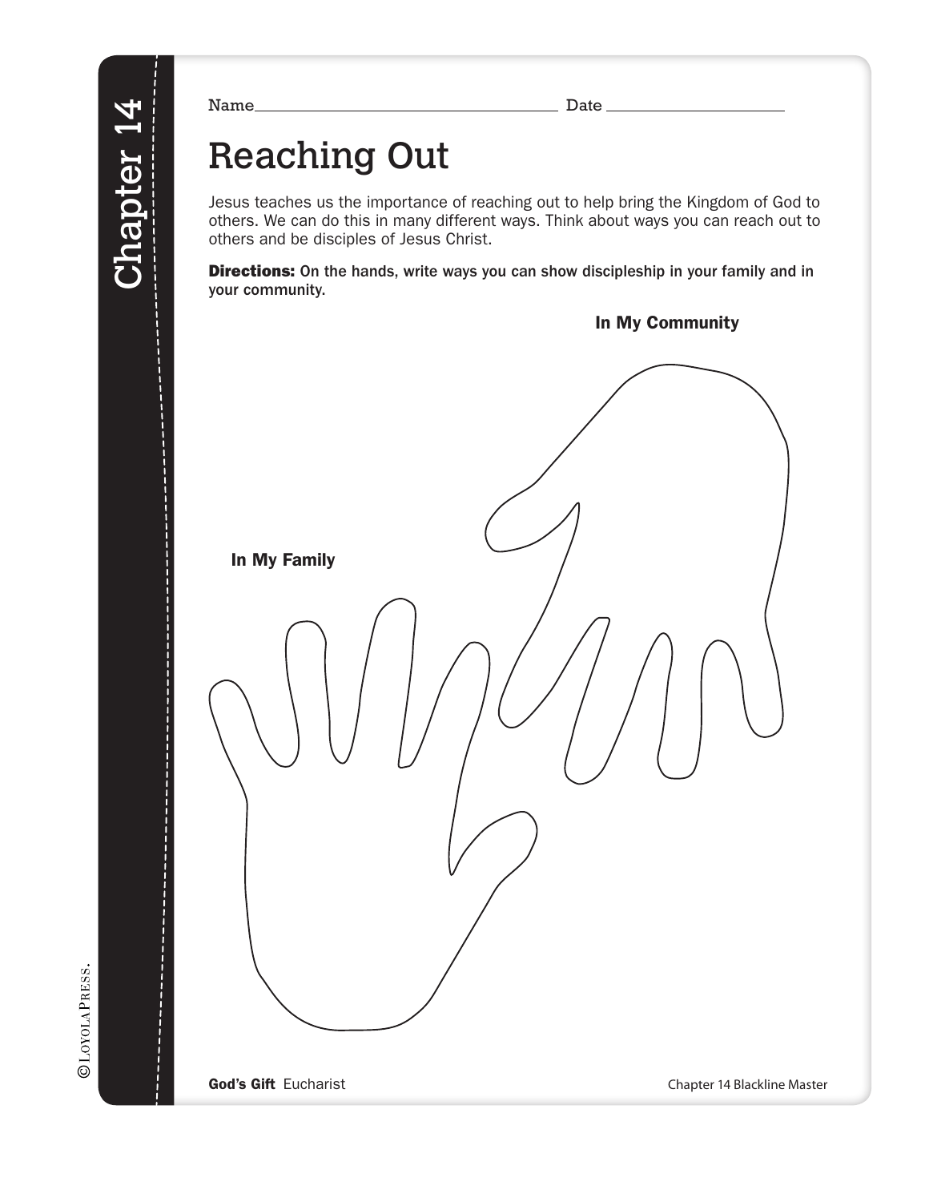Name______________________________ Date ____________________

# Reaching Out

Jesus teaches us the importance of reaching out to help bring the Kingdom of God to others. We can do this in many different ways. Think about ways you can reach out to others and be disciples of Jesus Christ.

**Directions:** **On the hands, write ways you can show discipleship in your family and in your community.**

**In My Community**

**In My Family**